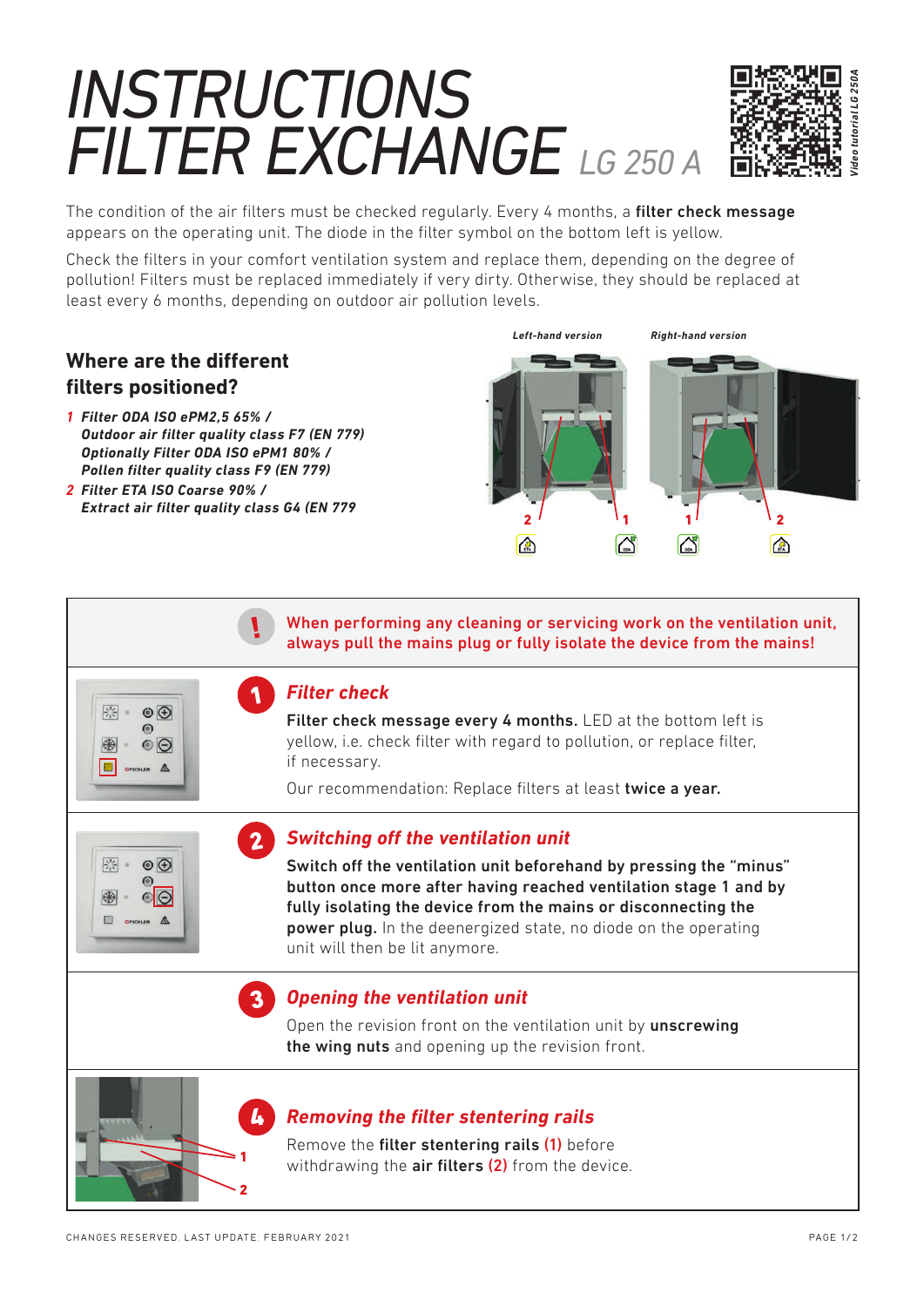# INSTRUCTIONS FILTER EXCHANGE LG 250 A

*Video tutorial LG 250A*

The condition of the air filters must be checked regularly. Every 4 months, a **filter check message** appears on the operating unit. The diode in the filter symbol on the bottom left is yellow.

Check the filters in your comfort ventilation system and replace them, depending on the degree of pollution! Filters must be replaced immediately if very dirty. Otherwise, they should be replaced at least every 6 months, depending on outdoor air pollution levels.

## Where are the different filters positioned?

1. ***Filter ODA ISO ePM2,5 65% / Outdoor air filter quality class F7 (EN 779) Optionally Filter ODA ISO ePM1 80% / Pollen filter quality class F9 (EN 779)***
2. ***Filter ETA ISO Coarse 90% / Extract air filter quality class G4 (EN 779***

*Left-hand version* — 2, 1

*Right-hand version* — 1, 2

**!** When performing any cleaning or servicing work on the ventilation unit, always pull the mains plug or fully isolate the device from the mains!

### 1 *Filter check*

**Filter check message every 4 months.** LED at the bottom left is yellow, i.e. check filter with regard to pollution, or replace filter, if necessary.

Our recommendation: Replace filters at least **twice a year.**

### 2 *Switching off the ventilation unit*

**Switch off the ventilation unit beforehand by pressing the "minus" button once more after having reached ventilation stage 1 and by fully isolating the device from the mains or disconnecting the power plug.** In the deenergized state, no diode on the operating unit will then be lit anymore.

### 3 *Opening the ventilation unit*

Open the revision front on the ventilation unit by **unscrewing the wing nuts** and opening up the revision front.

### 4 *Removing the filter stentering rails*

Remove the **filter stentering rails (1)** before withdrawing the **air filters (2)** from the device.

CHANGES RESERVED. LAST UPDATE: FEBRUARY 2021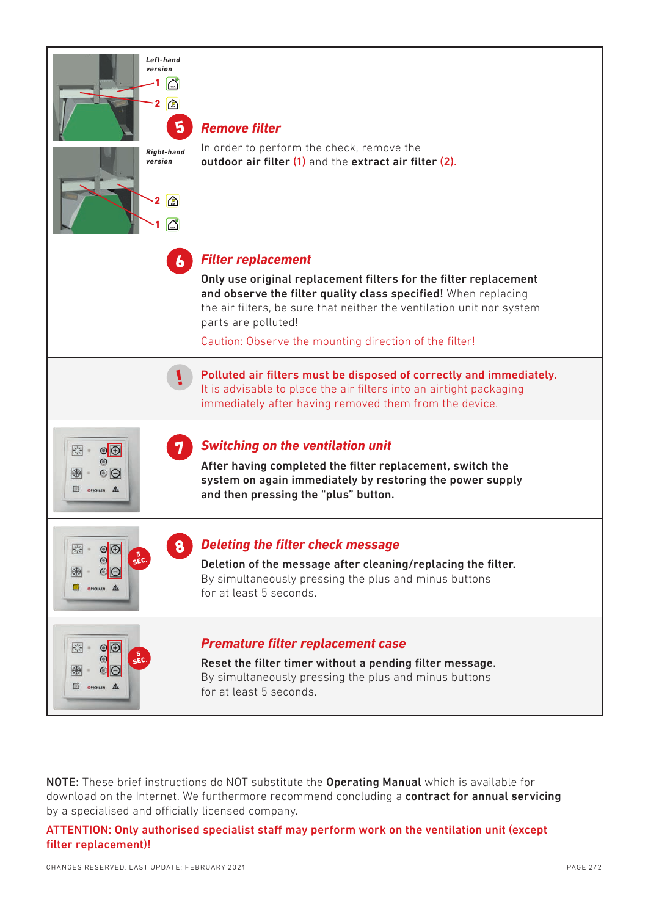Left-hand version

1

2

Right-hand version

2

1

## 5 *Remove filter*

In order to perform the check, remove the **outdoor air filter (1)** and the **extract air filter (2).**

## 6 *Filter replacement*

**Only use original replacement filters for the filter replacement and observe the filter quality class specified!** When replacing the air filters, be sure that neither the ventilation unit nor system parts are polluted!

Caution: Observe the mounting direction of the filter!

**!** **Polluted air filters must be disposed of correctly and immediately.** It is advisable to place the air filters into an airtight packaging immediately after having removed them from the device.

## 7 *Switching on the ventilation unit*

**After having completed the filter replacement, switch the system on again immediately by restoring the power supply and then pressing the "plus" button.**

5 SEC.

## 8 *Deleting the filter check message*

**Deletion of the message after cleaning/replacing the filter.** By simultaneously pressing the plus and minus buttons for at least 5 seconds.

5 SEC.

## *Premature filter replacement case*

**Reset the filter timer without a pending filter message.** By simultaneously pressing the plus and minus buttons for at least 5 seconds.

**NOTE:** These brief instructions do NOT substitute the **Operating Manual** which is available for download on the Internet. We furthermore recommend concluding a **contract for annual servicing** by a specialised and officially licensed company.

**ATTENTION: Only authorised specialist staff may perform work on the ventilation unit (except filter replacement)!**

CHANGES RESERVED. LAST UPDATE: FEBRUARY 2021